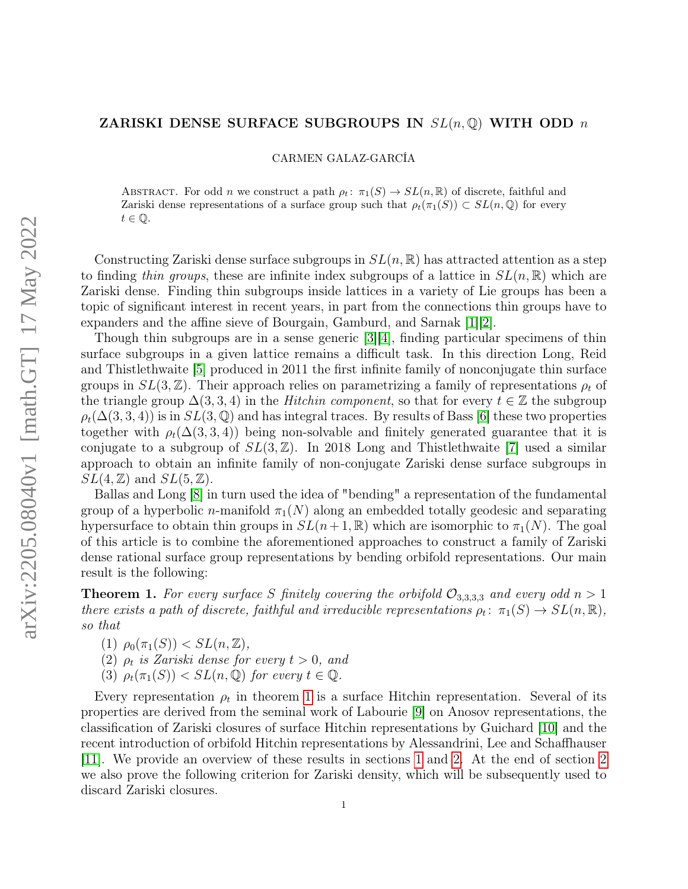# ZARISKI DENSE SURFACE SUBGROUPS IN $SL(n, \mathbb{Q})$ WITH ODD $n$

CARMEN GALAZ-GARCÍA

Abstract. For odd $n$ we construct a path $\rho_t\colon \pi_1(S) \to SL(n, \mathbb{R})$ of discrete, faithful and Zariski dense representations of a surface group such that $\rho_t(\pi_1(S)) \subset SL(n, \mathbb{Q})$ for every $t \in \mathbb{Q}$.

Constructing Zariski dense surface subgroups in $SL(n, \mathbb{R})$ has attracted attention as a step to finding *thin groups*, these are infinite index subgroups of a lattice in $SL(n, \mathbb{R})$ which are Zariski dense. Finding thin subgroups inside lattices in a variety of Lie groups has been a topic of significant interest in recent years, in part from the connections thin groups have to expanders and the affine sieve of Bourgain, Gamburd, and Sarnak [1][2].

Though thin subgroups are in a sense generic [3][4], finding particular specimens of thin surface subgroups in a given lattice remains a difficult task. In this direction Long, Reid and Thistlethwaite [5] produced in 2011 the first infinite family of nonconjugate thin surface groups in $SL(3, \mathbb{Z})$. Their approach relies on parametrizing a family of representations $\rho_t$ of the triangle group $\Delta(3, 3, 4)$ in the *Hitchin component*, so that for every $t \in \mathbb{Z}$ the subgroup $\rho_t(\Delta(3, 3, 4))$ is in $SL(3, \mathbb{Q})$ and has integral traces. By results of Bass [6] these two properties together with $\rho_t(\Delta(3, 3, 4))$ being non-solvable and finitely generated guarantee that it is conjugate to a subgroup of $SL(3, \mathbb{Z})$. In 2018 Long and Thistlethwaite [7] used a similar approach to obtain an infinite family of non-conjugate Zariski dense surface subgroups in $SL(4, \mathbb{Z})$ and $SL(5, \mathbb{Z})$.

Ballas and Long [8] in turn used the idea of "bending" a representation of the fundamental group of a hyperbolic $n$-manifold $\pi_1(N)$ along an embedded totally geodesic and separating hypersurface to obtain thin groups in $SL(n+1, \mathbb{R})$ which are isomorphic to $\pi_1(N)$. The goal of this article is to combine the aforementioned approaches to construct a family of Zariski dense rational surface group representations by bending orbifold representations. Our main result is the following:

**Theorem 1.** *For every surface $S$ finitely covering the orbifold $\mathcal{O}_{3,3,3,3}$ and every odd $n > 1$ there exists a path of discrete, faithful and irreducible representations $\rho_t\colon \pi_1(S) \to SL(n, \mathbb{R})$, so that*

1. *$\rho_0(\pi_1(S)) < SL(n, \mathbb{Z})$,*
2. *$\rho_t$ is Zariski dense for every $t > 0$, and*
3. *$\rho_t(\pi_1(S)) < SL(n, \mathbb{Q})$ for every $t \in \mathbb{Q}$.*

Every representation $\rho_t$ in theorem 1 is a surface Hitchin representation. Several of its properties are derived from the seminal work of Labourie [9] on Anosov representations, the classification of Zariski closures of surface Hitchin representations by Guichard [10] and the recent introduction of orbifold Hitchin representations by Alessandrini, Lee and Schaffhauser [11]. We provide an overview of these results in sections 1 and 2. At the end of section 2 we also prove the following criterion for Zariski density, which will be subsequently used to discard Zariski closures.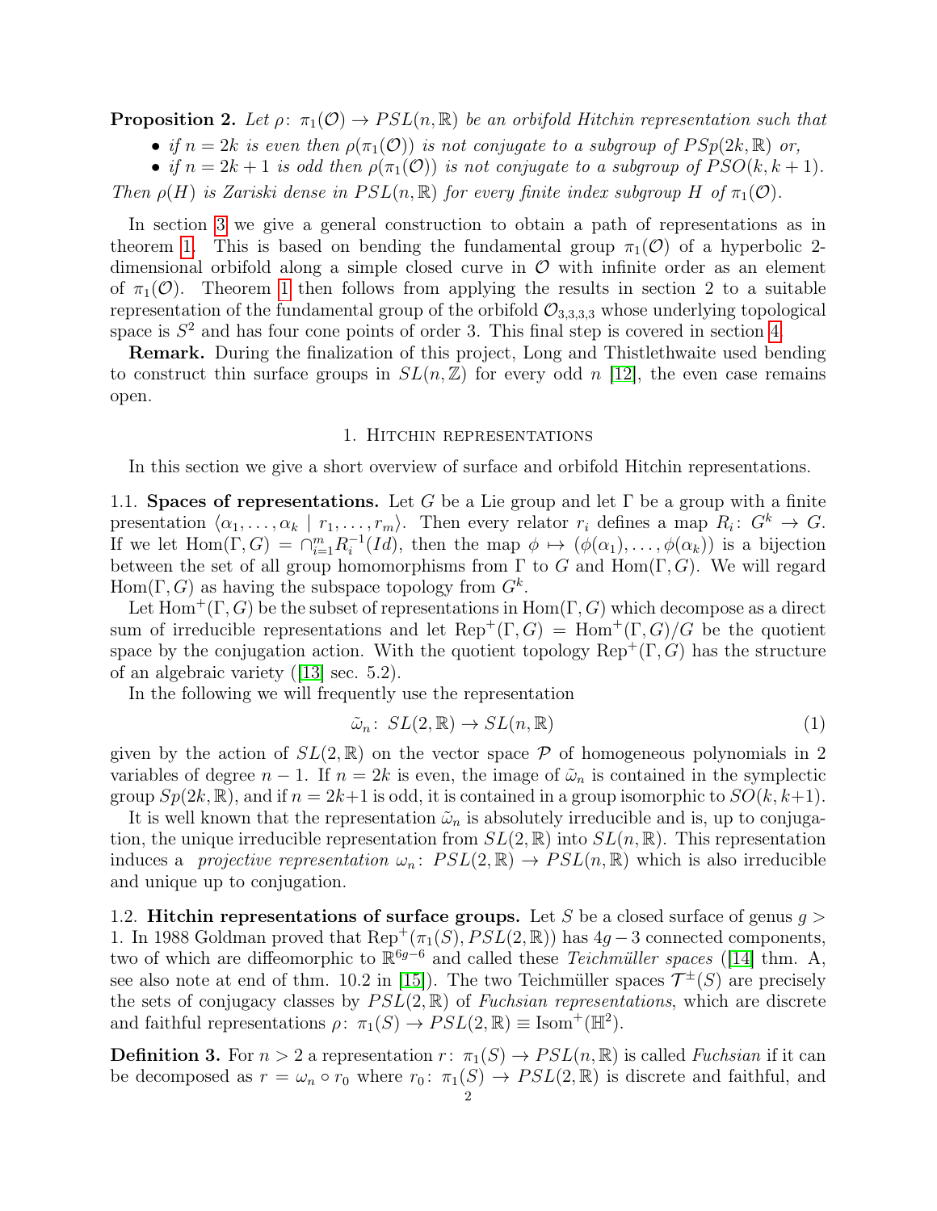**Proposition 2.** *Let $\rho\colon \pi_1(\mathcal{O}) \to PSL(n, \mathbb{R})$ be an orbifold Hitchin representation such that*

- *if $n = 2k$ is even then $\rho(\pi_1(\mathcal{O}))$ is not conjugate to a subgroup of $PSp(2k, \mathbb{R})$ or,*
- *if $n = 2k+1$ is odd then $\rho(\pi_1(\mathcal{O}))$ is not conjugate to a subgroup of $PSO(k, k+1)$.*

*Then $\rho(H)$ is Zariski dense in $PSL(n, \mathbb{R})$ for every finite index subgroup $H$ of $\pi_1(\mathcal{O})$.*

In section 3 we give a general construction to obtain a path of representations as in theorem 1. This is based on bending the fundamental group $\pi_1(\mathcal{O})$ of a hyperbolic 2-dimensional orbifold along a simple closed curve in $\mathcal{O}$ with infinite order as an element of $\pi_1(\mathcal{O})$. Theorem 1 then follows from applying the results in section 2 to a suitable representation of the fundamental group of the orbifold $\mathcal{O}_{3,3,3,3}$ whose underlying topological space is $S^2$ and has four cone points of order 3. This final step is covered in section 4.

**Remark.** During the finalization of this project, Long and Thistlethwaite used bending to construct thin surface groups in $SL(n, \mathbb{Z})$ for every odd $n$ [12], the even case remains open.

## 1. Hitchin representations

In this section we give a short overview of surface and orbifold Hitchin representations.

1.1. **Spaces of representations.** Let $G$ be a Lie group and let $\Gamma$ be a group with a finite presentation $\langle \alpha_1, \ldots, \alpha_k \mid r_1, \ldots, r_m \rangle$. Then every relator $r_i$ defines a map $R_i\colon G^k \to G$. If we let $\mathrm{Hom}(\Gamma, G) = \cap_{i=1}^m R_i^{-1}(Id)$, then the map $\phi \mapsto (\phi(\alpha_1), \ldots, \phi(\alpha_k))$ is a bijection between the set of all group homomorphisms from $\Gamma$ to $G$ and $\mathrm{Hom}(\Gamma, G)$. We will regard $\mathrm{Hom}(\Gamma, G)$ as having the subspace topology from $G^k$.

Let $\mathrm{Hom}^+(\Gamma, G)$ be the subset of representations in $\mathrm{Hom}(\Gamma, G)$ which decompose as a direct sum of irreducible representations and let $\mathrm{Rep}^+(\Gamma, G) = \mathrm{Hom}^+(\Gamma, G)/G$ be the quotient space by the conjugation action. With the quotient topology $\mathrm{Rep}^+(\Gamma, G)$ has the structure of an algebraic variety ([13] sec. 5.2).

In the following we will frequently use the representation

$$\tilde{\omega}_n\colon SL(2, \mathbb{R}) \to SL(n, \mathbb{R}) \tag{1}$$

given by the action of $SL(2, \mathbb{R})$ on the vector space $\mathcal{P}$ of homogeneous polynomials in 2 variables of degree $n-1$. If $n = 2k$ is even, the image of $\tilde{\omega}_n$ is contained in the symplectic group $Sp(2k, \mathbb{R})$, and if $n = 2k+1$ is odd, it is contained in a group isomorphic to $SO(k, k+1)$.

It is well known that the representation $\tilde{\omega}_n$ is absolutely irreducible and is, up to conjugation, the unique irreducible representation from $SL(2, \mathbb{R})$ into $SL(n, \mathbb{R})$. This representation induces a *projective representation* $\omega_n\colon PSL(2, \mathbb{R}) \to PSL(n, \mathbb{R})$ which is also irreducible and unique up to conjugation.

1.2. **Hitchin representations of surface groups.** Let $S$ be a closed surface of genus $g > 1$. In 1988 Goldman proved that $\mathrm{Rep}^+(\pi_1(S), PSL(2, \mathbb{R}))$ has $4g - 3$ connected components, two of which are diffeomorphic to $\mathbb{R}^{6g-6}$ and called these *Teichmüller spaces* ([14] thm. A, see also note at end of thm. 10.2 in [15]). The two Teichmüller spaces $\mathcal{T}^{\pm}(S)$ are precisely the sets of conjugacy classes by $PSL(2, \mathbb{R})$ of *Fuchsian representations*, which are discrete and faithful representations $\rho\colon \pi_1(S) \to PSL(2, \mathbb{R}) \equiv \mathrm{Isom}^+(\mathbb{H}^2)$.

**Definition 3.** For $n > 2$ a representation $r\colon \pi_1(S) \to PSL(n, \mathbb{R})$ is called *Fuchsian* if it can be decomposed as $r = \omega_n \circ r_0$ where $r_0\colon \pi_1(S) \to PSL(2, \mathbb{R})$ is discrete and faithful, and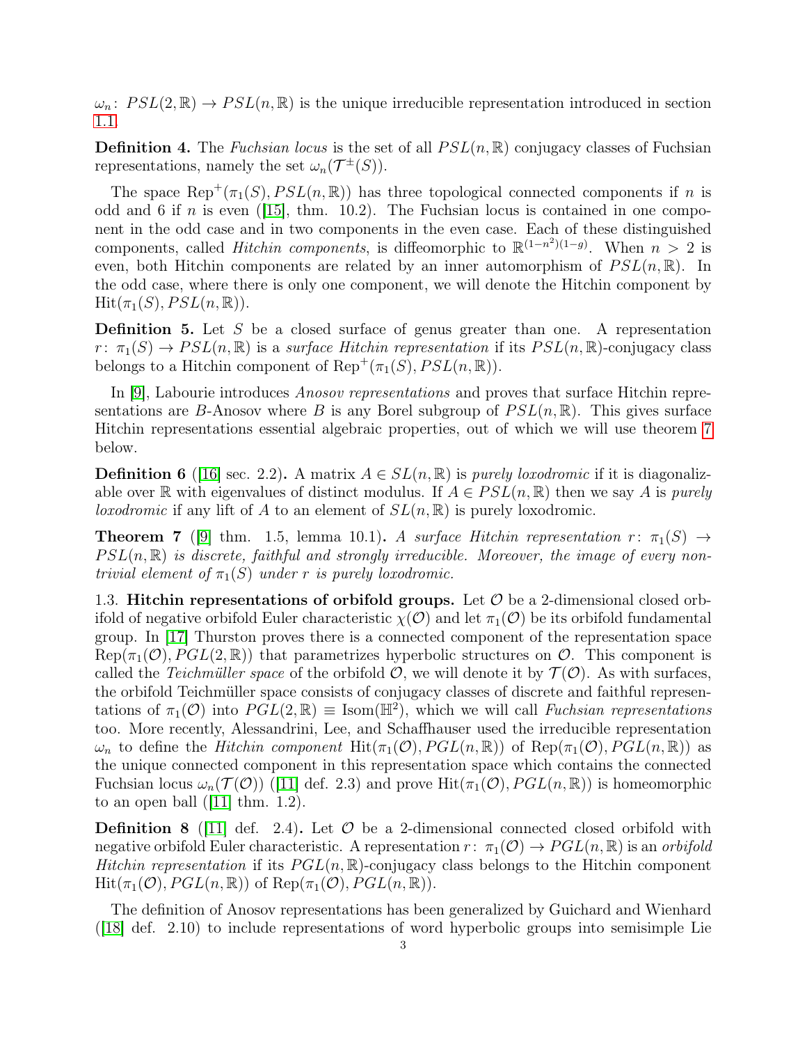$\omega_n\colon PSL(2,\mathbb{R}) \to PSL(n,\mathbb{R})$ is the unique irreducible representation introduced in section 1.1.

**Definition 4.** The *Fuchsian locus* is the set of all $PSL(n,\mathbb{R})$ conjugacy classes of Fuchsian representations, namely the set $\omega_n(\mathcal{T}^{\pm}(S))$.

The space $\mathrm{Rep}^+(\pi_1(S), PSL(n,\mathbb{R}))$ has three topological connected components if $n$ is odd and 6 if $n$ is even ([15], thm. 10.2). The Fuchsian locus is contained in one component in the odd case and in two components in the even case. Each of these distinguished components, called *Hitchin components*, is diffeomorphic to $\mathbb{R}^{(1-n^2)(1-g)}$. When $n > 2$ is even, both Hitchin components are related by an inner automorphism of $PSL(n,\mathbb{R})$. In the odd case, where there is only one component, we will denote the Hitchin component by $\mathrm{Hit}(\pi_1(S), PSL(n,\mathbb{R}))$.

**Definition 5.** Let $S$ be a closed surface of genus greater than one. A representation $r\colon \pi_1(S) \to PSL(n,\mathbb{R})$ is a *surface Hitchin representation* if its $PSL(n,\mathbb{R})$-conjugacy class belongs to a Hitchin component of $\mathrm{Rep}^+(\pi_1(S), PSL(n,\mathbb{R}))$.

In [9], Labourie introduces *Anosov representations* and proves that surface Hitchin representations are $B$-Anosov where $B$ is any Borel subgroup of $PSL(n,\mathbb{R})$. This gives surface Hitchin representations essential algebraic properties, out of which we will use theorem 7 below.

**Definition 6** ([16] sec. 2.2)**.** A matrix $A \in SL(n,\mathbb{R})$ is *purely loxodromic* if it is diagonalizable over $\mathbb{R}$ with eigenvalues of distinct modulus. If $A \in PSL(n,\mathbb{R})$ then we say $A$ is *purely loxodromic* if any lift of $A$ to an element of $SL(n,\mathbb{R})$ is purely loxodromic.

**Theorem 7** ([9] thm. 1.5, lemma 10.1)**.** *A surface Hitchin representation $r\colon \pi_1(S) \to PSL(n,\mathbb{R})$ is discrete, faithful and strongly irreducible. Moreover, the image of every non-trivial element of $\pi_1(S)$ under $r$ is purely loxodromic.*

1.3. **Hitchin representations of orbifold groups.** Let $\mathcal{O}$ be a 2-dimensional closed orbifold of negative orbifold Euler characteristic $\chi(\mathcal{O})$ and let $\pi_1(\mathcal{O})$ be its orbifold fundamental group. In [17] Thurston proves there is a connected component of the representation space $\mathrm{Rep}(\pi_1(\mathcal{O}), PGL(2,\mathbb{R}))$ that parametrizes hyperbolic structures on $\mathcal{O}$. This component is called the *Teichmüller space* of the orbifold $\mathcal{O}$, we will denote it by $\mathcal{T}(\mathcal{O})$. As with surfaces, the orbifold Teichmüller space consists of conjugacy classes of discrete and faithful representations of $\pi_1(\mathcal{O})$ into $PGL(2,\mathbb{R}) \equiv \mathrm{Isom}(\mathbb{H}^2)$, which we will call *Fuchsian representations* too. More recently, Alessandrini, Lee, and Schaffhauser used the irreducible representation $\omega_n$ to define the *Hitchin component* $\mathrm{Hit}(\pi_1(\mathcal{O}), PGL(n,\mathbb{R}))$ of $\mathrm{Rep}(\pi_1(\mathcal{O}), PGL(n,\mathbb{R}))$ as the unique connected component in this representation space which contains the connected Fuchsian locus $\omega_n(\mathcal{T}(\mathcal{O}))$ ([11] def. 2.3) and prove $\mathrm{Hit}(\pi_1(\mathcal{O}), PGL(n,\mathbb{R}))$ is homeomorphic to an open ball ([11] thm. 1.2).

**Definition 8** ([11] def. 2.4)**.** Let $\mathcal{O}$ be a 2-dimensional connected closed orbifold with negative orbifold Euler characteristic. A representation $r\colon \pi_1(\mathcal{O}) \to PGL(n,\mathbb{R})$ is an *orbifold Hitchin representation* if its $PGL(n,\mathbb{R})$-conjugacy class belongs to the Hitchin component $\mathrm{Hit}(\pi_1(\mathcal{O}), PGL(n,\mathbb{R}))$ of $\mathrm{Rep}(\pi_1(\mathcal{O}), PGL(n,\mathbb{R}))$.

The definition of Anosov representations has been generalized by Guichard and Wienhard ([18] def. 2.10) to include representations of word hyperbolic groups into semisimple Lie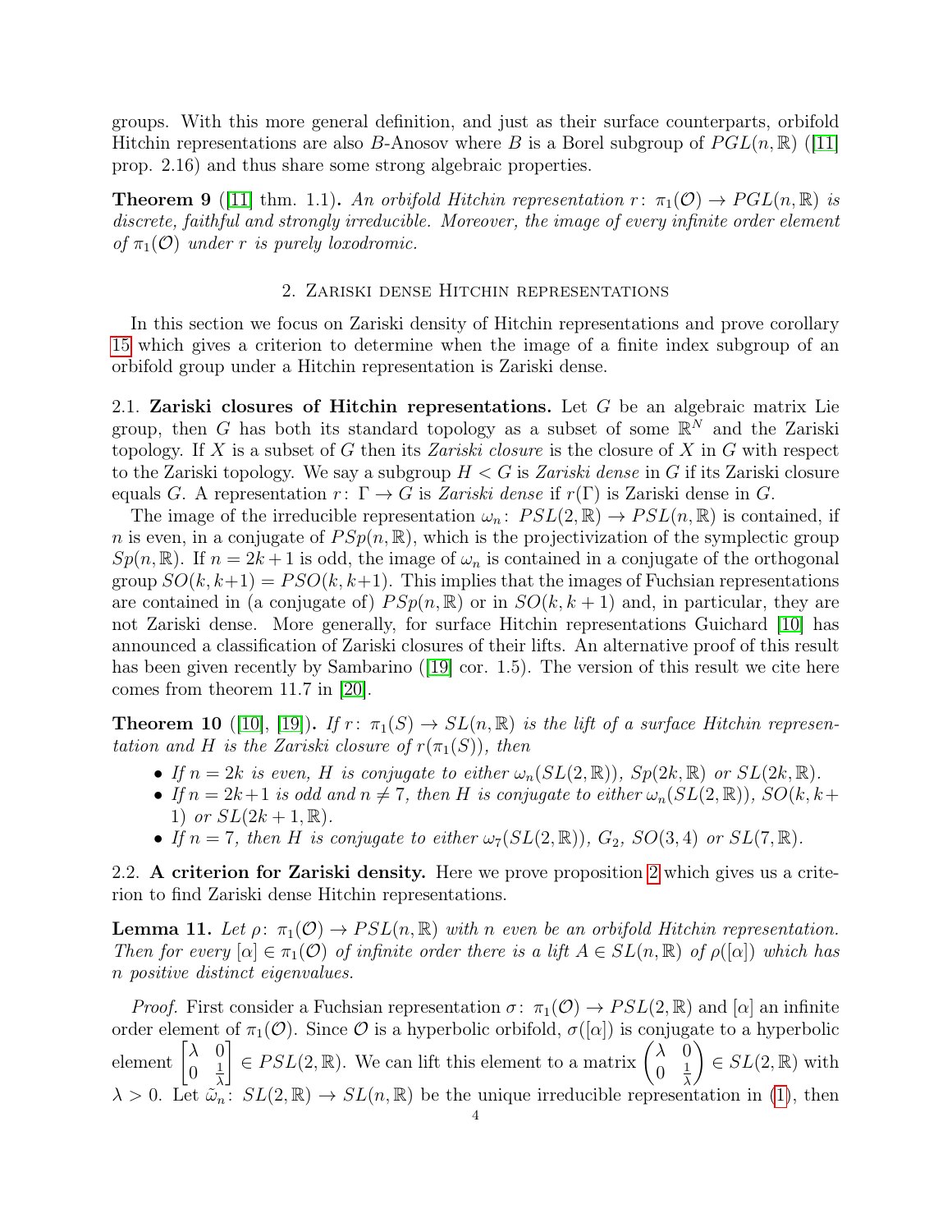groups. With this more general definition, and just as their surface counterparts, orbifold Hitchin representations are also $B$-Anosov where $B$ is a Borel subgroup of $PGL(n,\mathbb{R})$ ([11] prop. 2.16) and thus share some strong algebraic properties.

**Theorem 9** ([11] thm. 1.1)**.** *An orbifold Hitchin representation $r\colon \pi_1(\mathcal{O}) \to PGL(n,\mathbb{R})$ is discrete, faithful and strongly irreducible. Moreover, the image of every infinite order element of $\pi_1(\mathcal{O})$ under $r$ is purely loxodromic.*

## 2. Zariski dense Hitchin representations

In this section we focus on Zariski density of Hitchin representations and prove corollary 15 which gives a criterion to determine when the image of a finite index subgroup of an orbifold group under a Hitchin representation is Zariski dense.

2.1. **Zariski closures of Hitchin representations.** Let $G$ be an algebraic matrix Lie group, then $G$ has both its standard topology as a subset of some $\mathbb{R}^N$ and the Zariski topology. If $X$ is a subset of $G$ then its *Zariski closure* is the closure of $X$ in $G$ with respect to the Zariski topology. We say a subgroup $H < G$ is *Zariski dense* in $G$ if its Zariski closure equals $G$. A representation $r\colon \Gamma \to G$ is *Zariski dense* if $r(\Gamma)$ is Zariski dense in $G$.

The image of the irreducible representation $\omega_n\colon PSL(2,\mathbb{R}) \to PSL(n,\mathbb{R})$ is contained, if $n$ is even, in a conjugate of $PSp(n,\mathbb{R})$, which is the projectivization of the symplectic group $Sp(n,\mathbb{R})$. If $n = 2k+1$ is odd, the image of $\omega_n$ is contained in a conjugate of the orthogonal group $SO(k,k+1) = PSO(k,k+1)$. This implies that the images of Fuchsian representations are contained in (a conjugate of) $PSp(n,\mathbb{R})$ or in $SO(k,k+1)$ and, in particular, they are not Zariski dense. More generally, for surface Hitchin representations Guichard [10] has announced a classification of Zariski closures of their lifts. An alternative proof of this result has been given recently by Sambarino ([19] cor. 1.5). The version of this result we cite here comes from theorem 11.7 in [20].

**Theorem 10** ([10], [19])**.** *If $r\colon \pi_1(S) \to SL(n,\mathbb{R})$ is the lift of a surface Hitchin representation and $H$ is the Zariski closure of $r(\pi_1(S))$, then*

- *If $n = 2k$ is even, $H$ is conjugate to either $\omega_n(SL(2,\mathbb{R}))$, $Sp(2k,\mathbb{R})$ or $SL(2k,\mathbb{R})$.*
- *If $n = 2k+1$ is odd and $n \neq 7$, then $H$ is conjugate to either $\omega_n(SL(2,\mathbb{R}))$, $SO(k,k+1)$ or $SL(2k+1,\mathbb{R})$.*
- *If $n = 7$, then $H$ is conjugate to either $\omega_7(SL(2,\mathbb{R}))$, $G_2$, $SO(3,4)$ or $SL(7,\mathbb{R})$.*

2.2. **A criterion for Zariski density.** Here we prove proposition 2 which gives us a criterion to find Zariski dense Hitchin representations.

**Lemma 11.** *Let $\rho\colon \pi_1(\mathcal{O}) \to PSL(n,\mathbb{R})$ with $n$ even be an orbifold Hitchin representation. Then for every $[\alpha] \in \pi_1(\mathcal{O})$ of infinite order there is a lift $A \in SL(n,\mathbb{R})$ of $\rho([\alpha])$ which has $n$ positive distinct eigenvalues.*

*Proof.* First consider a Fuchsian representation $\sigma\colon \pi_1(\mathcal{O}) \to PSL(2,\mathbb{R})$ and $[\alpha]$ an infinite order element of $\pi_1(\mathcal{O})$. Since $\mathcal{O}$ is a hyperbolic orbifold, $\sigma([\alpha])$ is conjugate to a hyperbolic element $\begin{bmatrix}\lambda & 0\\ 0 & \frac{1}{\lambda}\end{bmatrix} \in PSL(2,\mathbb{R})$. We can lift this element to a matrix $\begin{pmatrix}\lambda & 0\\ 0 & \frac{1}{\lambda}\end{pmatrix} \in SL(2,\mathbb{R})$ with $\lambda > 0$. Let $\tilde{\omega}_n\colon SL(2,\mathbb{R}) \to SL(n,\mathbb{R})$ be the unique irreducible representation in (1), then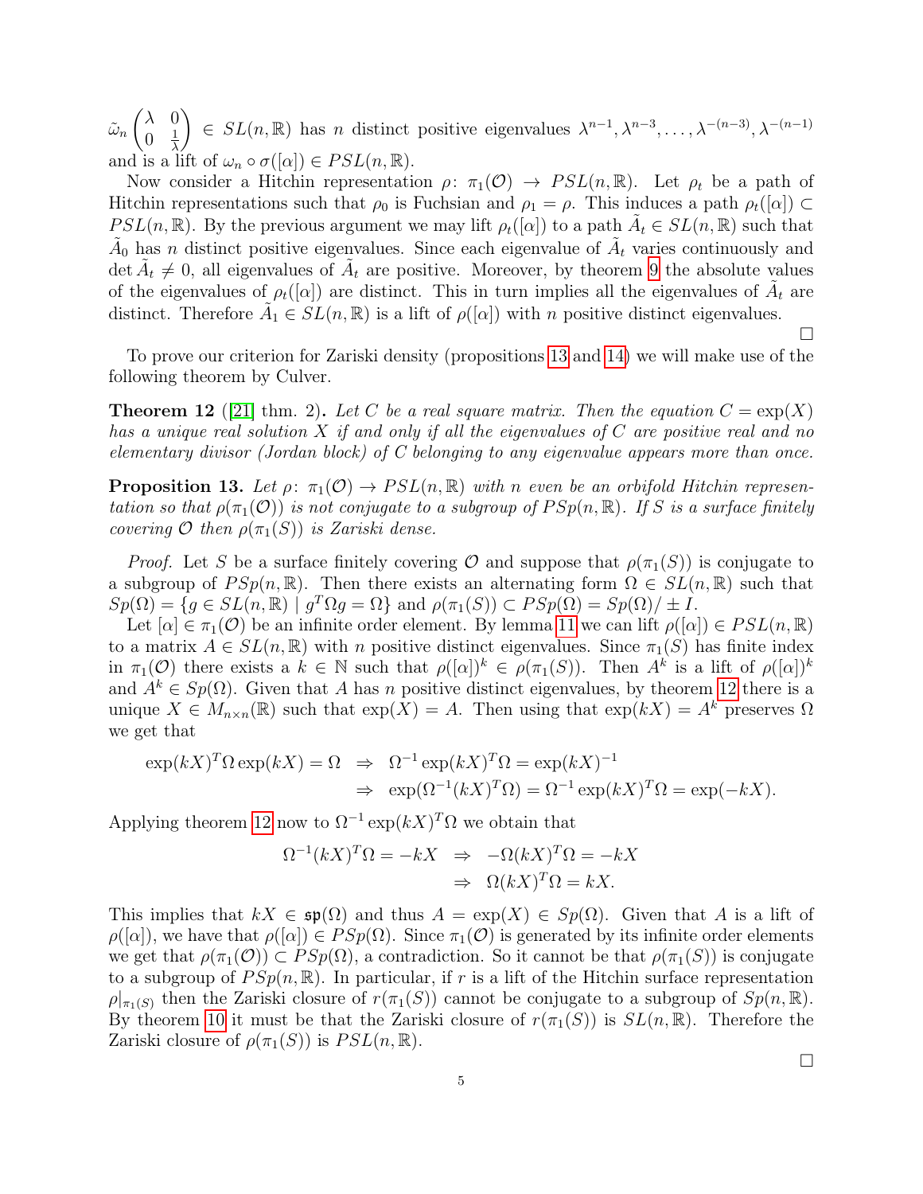$\tilde{\omega}_n \begin{pmatrix} \lambda & 0 \\ 0 & \frac{1}{\lambda} \end{pmatrix} \in SL(n, \mathbb{R})$ has $n$ distinct positive eigenvalues $\lambda^{n-1}, \lambda^{n-3}, \ldots, \lambda^{-(n-3)}, \lambda^{-(n-1)}$ and is a lift of $\omega_n \circ \sigma([\alpha]) \in PSL(n, \mathbb{R})$.

Now consider a Hitchin representation $\rho\colon \pi_1(\mathcal{O}) \to PSL(n, \mathbb{R})$. Let $\rho_t$ be a path of Hitchin representations such that $\rho_0$ is Fuchsian and $\rho_1 = \rho$. This induces a path $\rho_t([\alpha]) \subset PSL(n, \mathbb{R})$. By the previous argument we may lift $\rho_t([\alpha])$ to a path $\tilde{A}_t \in SL(n, \mathbb{R})$ such that $\tilde{A}_0$ has $n$ distinct positive eigenvalues. Since each eigenvalue of $\tilde{A}_t$ varies continuously and $\det \tilde{A}_t \neq 0$, all eigenvalues of $\tilde{A}_t$ are positive. Moreover, by theorem 9 the absolute values of the eigenvalues of $\rho_t([\alpha])$ are distinct. This in turn implies all the eigenvalues of $\tilde{A}_t$ are distinct. Therefore $\tilde{A}_1 \in SL(n, \mathbb{R})$ is a lift of $\rho([\alpha])$ with $n$ positive distinct eigenvalues.

□

To prove our criterion for Zariski density (propositions 13 and 14) we will make use of the following theorem by Culver.

**Theorem 12** ([21] thm. 2)**.** *Let $C$ be a real square matrix. Then the equation $C = \exp(X)$ has a unique real solution $X$ if and only if all the eigenvalues of $C$ are positive real and no elementary divisor (Jordan block) of $C$ belonging to any eigenvalue appears more than once.*

**Proposition 13.** *Let $\rho\colon \pi_1(\mathcal{O}) \to PSL(n, \mathbb{R})$ with $n$ even be an orbifold Hitchin representation so that $\rho(\pi_1(\mathcal{O}))$ is not conjugate to a subgroup of $PSp(n, \mathbb{R})$. If $S$ is a surface finitely covering $\mathcal{O}$ then $\rho(\pi_1(S))$ is Zariski dense.*

*Proof.* Let $S$ be a surface finitely covering $\mathcal{O}$ and suppose that $\rho(\pi_1(S))$ is conjugate to a subgroup of $PSp(n, \mathbb{R})$. Then there exists an alternating form $\Omega \in SL(n, \mathbb{R})$ such that $Sp(\Omega) = \{g \in SL(n, \mathbb{R}) \mid g^T \Omega g = \Omega\}$ and $\rho(\pi_1(S)) \subset PSp(\Omega) = Sp(\Omega)/\pm I$.

Let $[\alpha] \in \pi_1(\mathcal{O})$ be an infinite order element. By lemma 11 we can lift $\rho([\alpha]) \in PSL(n, \mathbb{R})$ to a matrix $A \in SL(n, \mathbb{R})$ with $n$ positive distinct eigenvalues. Since $\pi_1(S)$ has finite index in $\pi_1(\mathcal{O})$ there exists a $k \in \mathbb{N}$ such that $\rho([\alpha])^k \in \rho(\pi_1(S))$. Then $A^k$ is a lift of $\rho([\alpha])^k$ and $A^k \in Sp(\Omega)$. Given that $A$ has $n$ positive distinct eigenvalues, by theorem 12 there is a unique $X \in M_{n\times n}(\mathbb{R})$ such that $\exp(X) = A$. Then using that $\exp(kX) = A^k$ preserves $\Omega$ we get that

$$\begin{aligned} \exp(kX)^T \Omega \exp(kX) = \Omega \ &\Rightarrow\ \Omega^{-1} \exp(kX)^T \Omega = \exp(kX)^{-1} \\ &\Rightarrow\ \exp(\Omega^{-1}(kX)^T \Omega) = \Omega^{-1} \exp(kX)^T \Omega = \exp(-kX). \end{aligned}$$

Applying theorem 12 now to $\Omega^{-1} \exp(kX)^T \Omega$ we obtain that

$$\begin{aligned} \Omega^{-1}(kX)^T \Omega = -kX \ &\Rightarrow\ -\Omega(kX)^T \Omega = -kX \\ &\Rightarrow\ \Omega(kX)^T \Omega = kX. \end{aligned}$$

This implies that $kX \in \mathfrak{sp}(\Omega)$ and thus $A = \exp(X) \in Sp(\Omega)$. Given that $A$ is a lift of $\rho([\alpha])$, we have that $\rho([\alpha]) \in PSp(\Omega)$. Since $\pi_1(\mathcal{O})$ is generated by its infinite order elements we get that $\rho(\pi_1(\mathcal{O})) \subset PSp(\Omega)$, a contradiction. So it cannot be that $\rho(\pi_1(S))$ is conjugate to a subgroup of $PSp(n, \mathbb{R})$. In particular, if $r$ is a lift of the Hitchin surface representation $\rho|_{\pi_1(S)}$ then the Zariski closure of $r(\pi_1(S))$ cannot be conjugate to a subgroup of $Sp(n, \mathbb{R})$. By theorem 10 it must be that the Zariski closure of $r(\pi_1(S))$ is $SL(n, \mathbb{R})$. Therefore the Zariski closure of $\rho(\pi_1(S))$ is $PSL(n, \mathbb{R})$.

□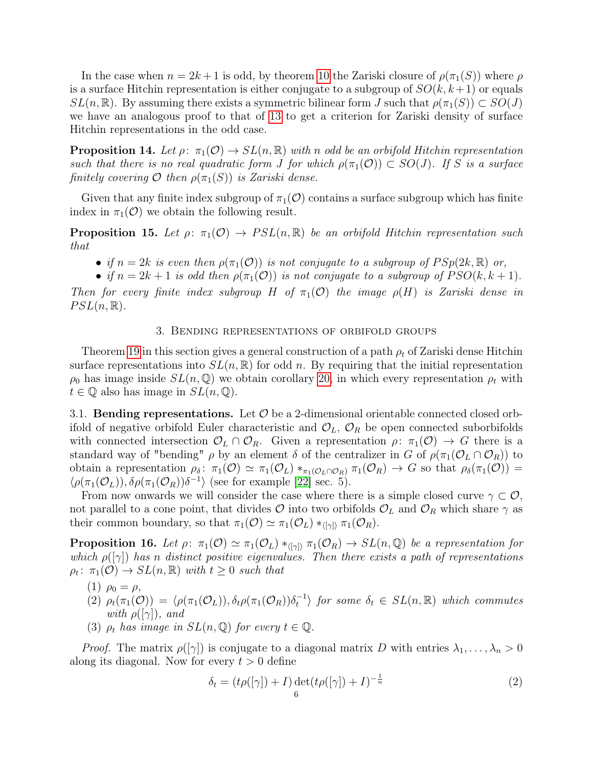In the case when $n = 2k+1$ is odd, by theorem 10 the Zariski closure of $\rho(\pi_1(S))$ where $\rho$ is a surface Hitchin representation is either conjugate to a subgroup of $SO(k, k+1)$ or equals $SL(n, \mathbb{R})$. By assuming there exists a symmetric bilinear form $J$ such that $\rho(\pi_1(S)) \subset SO(J)$ we have an analogous proof to that of 13 to get a criterion for Zariski density of surface Hitchin representations in the odd case.

**Proposition 14.** *Let $\rho\colon \pi_1(\mathcal{O}) \to SL(n, \mathbb{R})$ with $n$ odd be an orbifold Hitchin representation such that there is no real quadratic form $J$ for which $\rho(\pi_1(\mathcal{O})) \subset SO(J)$. If $S$ is a surface finitely covering $\mathcal{O}$ then $\rho(\pi_1(S))$ is Zariski dense.*

Given that any finite index subgroup of $\pi_1(\mathcal{O})$ contains a surface subgroup which has finite index in $\pi_1(\mathcal{O})$ we obtain the following result.

**Proposition 15.** *Let $\rho\colon \pi_1(\mathcal{O}) \to PSL(n, \mathbb{R})$ be an orbifold Hitchin representation such that*

- *if $n = 2k$ is even then $\rho(\pi_1(\mathcal{O}))$ is not conjugate to a subgroup of $PSp(2k, \mathbb{R})$ or,*
- *if $n = 2k+1$ is odd then $\rho(\pi_1(\mathcal{O}))$ is not conjugate to a subgroup of $PSO(k, k+1)$.*

*Then for every finite index subgroup $H$ of $\pi_1(\mathcal{O})$ the image $\rho(H)$ is Zariski dense in $PSL(n, \mathbb{R})$.*

## 3. Bending representations of orbifold groups

Theorem 19 in this section gives a general construction of a path $\rho_t$ of Zariski dense Hitchin surface representations into $SL(n, \mathbb{R})$ for odd $n$. By requiring that the initial representation $\rho_0$ has image inside $SL(n, \mathbb{Q})$ we obtain corollary 20, in which every representation $\rho_t$ with $t \in \mathbb{Q}$ also has image in $SL(n, \mathbb{Q})$.

3.1. **Bending representations.** Let $\mathcal{O}$ be a 2-dimensional orientable connected closed orbifold of negative orbifold Euler characteristic and $\mathcal{O}_L$, $\mathcal{O}_R$ be open connected suborbifolds with connected intersection $\mathcal{O}_L \cap \mathcal{O}_R$. Given a representation $\rho\colon \pi_1(\mathcal{O}) \to G$ there is a standard way of "bending" $\rho$ by an element $\delta$ of the centralizer in $G$ of $\rho(\pi_1(\mathcal{O}_L \cap \mathcal{O}_R))$ to obtain a representation $\rho_\delta\colon \pi_1(\mathcal{O}) \simeq \pi_1(\mathcal{O}_L) *_{\pi_1(\mathcal{O}_L \cap \mathcal{O}_R)} \pi_1(\mathcal{O}_R) \to G$ so that $\rho_\delta(\pi_1(\mathcal{O})) = \langle \rho(\pi_1(\mathcal{O}_L)), \delta\rho(\pi_1(\mathcal{O}_R))\delta^{-1}\rangle$ (see for example [22] sec. 5).

From now onwards we will consider the case where there is a simple closed curve $\gamma \subset \mathcal{O}$, not parallel to a cone point, that divides $\mathcal{O}$ into two orbifolds $\mathcal{O}_L$ and $\mathcal{O}_R$ which share $\gamma$ as their common boundary, so that $\pi_1(\mathcal{O}) \simeq \pi_1(\mathcal{O}_L) *_{\langle[\gamma]\rangle} \pi_1(\mathcal{O}_R)$.

**Proposition 16.** *Let $\rho\colon \pi_1(\mathcal{O}) \simeq \pi_1(\mathcal{O}_L) *_{\langle[\gamma]\rangle} \pi_1(\mathcal{O}_R) \to SL(n, \mathbb{Q})$ be a representation for which $\rho([\gamma])$ has $n$ distinct positive eigenvalues. Then there exists a path of representations $\rho_t\colon \pi_1(\mathcal{O}) \to SL(n, \mathbb{R})$ with $t \geq 0$ such that*

1. *$\rho_0 = \rho$,*
2. *$\rho_t(\pi_1(\mathcal{O})) = \langle \rho(\pi_1(\mathcal{O}_L)), \delta_t\rho(\pi_1(\mathcal{O}_R))\delta_t^{-1}\rangle$ for some $\delta_t \in SL(n, \mathbb{R})$ which commutes with $\rho([\gamma])$, and*
3. *$\rho_t$ has image in $SL(n, \mathbb{Q})$ for every $t \in \mathbb{Q}$.*

*Proof.* The matrix $\rho([\gamma])$ is conjugate to a diagonal matrix $D$ with entries $\lambda_1, \ldots, \lambda_n > 0$ along its diagonal. Now for every $t > 0$ define

$$\delta_t = (t\rho([\gamma]) + I)\det(t\rho([\gamma]) + I)^{-\frac{1}{n}} \tag{2}$$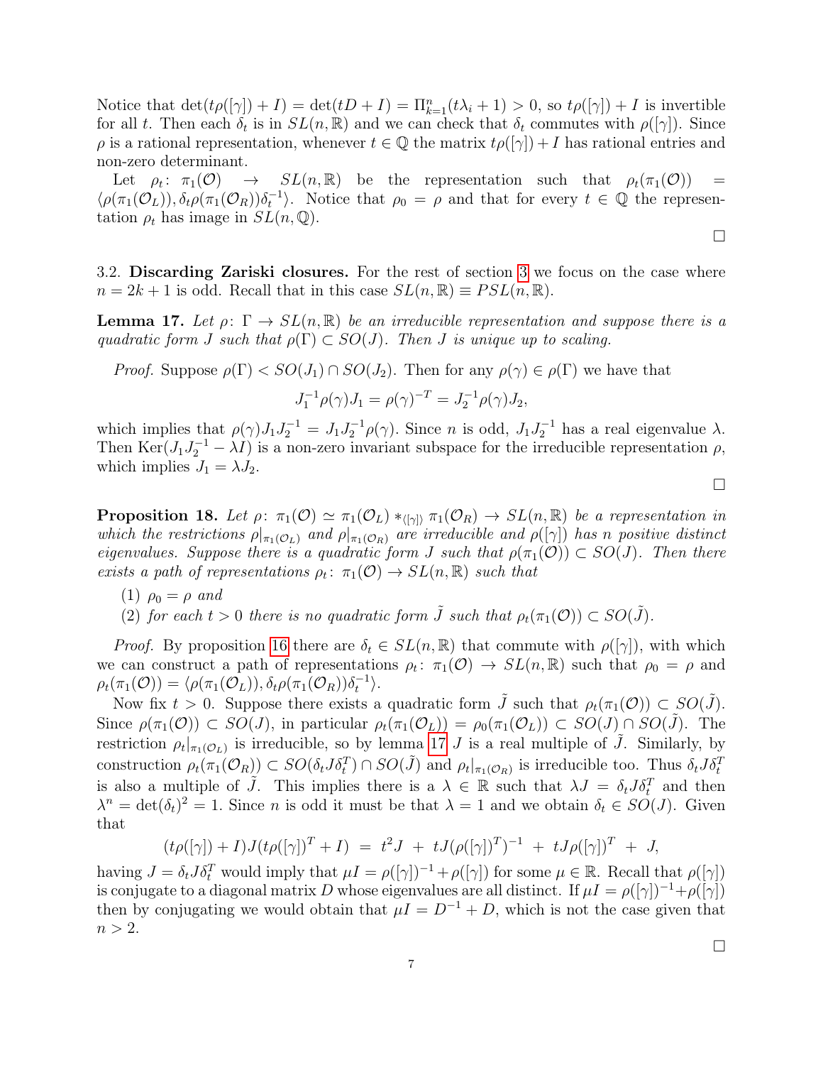Notice that $\det(t\rho([\gamma]) + I) = \det(tD + I) = \Pi_{k=1}^{n}(t\lambda_i + 1) > 0$, so $t\rho([\gamma]) + I$ is invertible for all $t$. Then each $\delta_t$ is in $SL(n, \mathbb{R})$ and we can check that $\delta_t$ commutes with $\rho([\gamma])$. Since $\rho$ is a rational representation, whenever $t \in \mathbb{Q}$ the matrix $t\rho([\gamma]) + I$ has rational entries and non-zero determinant.

Let $\rho_t \colon \pi_1(\mathcal{O}) \to SL(n, \mathbb{R})$ be the representation such that $\rho_t(\pi_1(\mathcal{O})) = \langle \rho(\pi_1(\mathcal{O}_L)), \delta_t \rho(\pi_1(\mathcal{O}_R))\delta_t^{-1}\rangle$. Notice that $\rho_0 = \rho$ and that for every $t \in \mathbb{Q}$ the representation $\rho_t$ has image in $SL(n, \mathbb{Q})$.

□

3.2. **Discarding Zariski closures.** For the rest of section 3 we focus on the case where $n = 2k + 1$ is odd. Recall that in this case $SL(n, \mathbb{R}) \equiv PSL(n, \mathbb{R})$.

**Lemma 17.** *Let $\rho \colon \Gamma \to SL(n, \mathbb{R})$ be an irreducible representation and suppose there is a quadratic form $J$ such that $\rho(\Gamma) \subset SO(J)$. Then $J$ is unique up to scaling.*

*Proof.* Suppose $\rho(\Gamma) < SO(J_1) \cap SO(J_2)$. Then for any $\rho(\gamma) \in \rho(\Gamma)$ we have that

$$J_1^{-1}\rho(\gamma)J_1 = \rho(\gamma)^{-T} = J_2^{-1}\rho(\gamma)J_2,$$

which implies that $\rho(\gamma)J_1J_2^{-1} = J_1J_2^{-1}\rho(\gamma)$. Since $n$ is odd, $J_1J_2^{-1}$ has a real eigenvalue $\lambda$. Then $\mathrm{Ker}(J_1J_2^{-1} - \lambda I)$ is a non-zero invariant subspace for the irreducible representation $\rho$, which implies $J_1 = \lambda J_2$.

□

**Proposition 18.** *Let $\rho \colon \pi_1(\mathcal{O}) \simeq \pi_1(\mathcal{O}_L) *_{\langle[\gamma]\rangle} \pi_1(\mathcal{O}_R) \to SL(n, \mathbb{R})$ be a representation in which the restrictions $\rho|_{\pi_1(\mathcal{O}_L)}$ and $\rho|_{\pi_1(\mathcal{O}_R)}$ are irreducible and $\rho([\gamma])$ has $n$ positive distinct eigenvalues. Suppose there is a quadratic form $J$ such that $\rho(\pi_1(\mathcal{O})) \subset SO(J)$. Then there exists a path of representations $\rho_t \colon \pi_1(\mathcal{O}) \to SL(n, \mathbb{R})$ such that*

1. *$\rho_0 = \rho$ and*
2. *for each $t > 0$ there is no quadratic form $\tilde{J}$ such that $\rho_t(\pi_1(\mathcal{O})) \subset SO(\tilde{J})$.*

*Proof.* By proposition 16 there are $\delta_t \in SL(n, \mathbb{R})$ that commute with $\rho([\gamma])$, with which we can construct a path of representations $\rho_t \colon \pi_1(\mathcal{O}) \to SL(n, \mathbb{R})$ such that $\rho_0 = \rho$ and $\rho_t(\pi_1(\mathcal{O})) = \langle \rho(\pi_1(\mathcal{O}_L)), \delta_t\rho(\pi_1(\mathcal{O}_R))\delta_t^{-1}\rangle$.

Now fix $t > 0$. Suppose there exists a quadratic form $\tilde{J}$ such that $\rho_t(\pi_1(\mathcal{O})) \subset SO(\tilde{J})$. Since $\rho(\pi_1(\mathcal{O})) \subset SO(J)$, in particular $\rho_t(\pi_1(\mathcal{O}_L)) = \rho_0(\pi_1(\mathcal{O}_L)) \subset SO(J) \cap SO(\tilde{J})$. The restriction $\rho_t|_{\pi_1(\mathcal{O}_L)}$ is irreducible, so by lemma 17 $J$ is a real multiple of $\tilde{J}$. Similarly, by construction $\rho_t(\pi_1(\mathcal{O}_R)) \subset SO(\delta_t J \delta_t^T) \cap SO(\tilde{J})$ and $\rho_t|_{\pi_1(\mathcal{O}_R)}$ is irreducible too. Thus $\delta_t J \delta_t^T$ is also a multiple of $\tilde{J}$. This implies there is a $\lambda \in \mathbb{R}$ such that $\lambda J = \delta_t J \delta_t^T$ and then $\lambda^n = \det(\delta_t)^2 = 1$. Since $n$ is odd it must be that $\lambda = 1$ and we obtain $\delta_t \in SO(J)$. Given that

$$(t\rho([\gamma]) + I)J(t\rho([\gamma])^T + I) \ = \ t^2 J \ + \ tJ(\rho([\gamma])^T)^{-1} \ + \ tJ\rho([\gamma])^T \ + \ J,$$

having $J = \delta_t J \delta_t^T$ would imply that $\mu I = \rho([\gamma])^{-1} + \rho([\gamma])$ for some $\mu \in \mathbb{R}$. Recall that $\rho([\gamma])$ is conjugate to a diagonal matrix $D$ whose eigenvalues are all distinct. If $\mu I = \rho([\gamma])^{-1} + \rho([\gamma])$ then by conjugating we would obtain that $\mu I = D^{-1} + D$, which is not the case given that $n > 2$.

□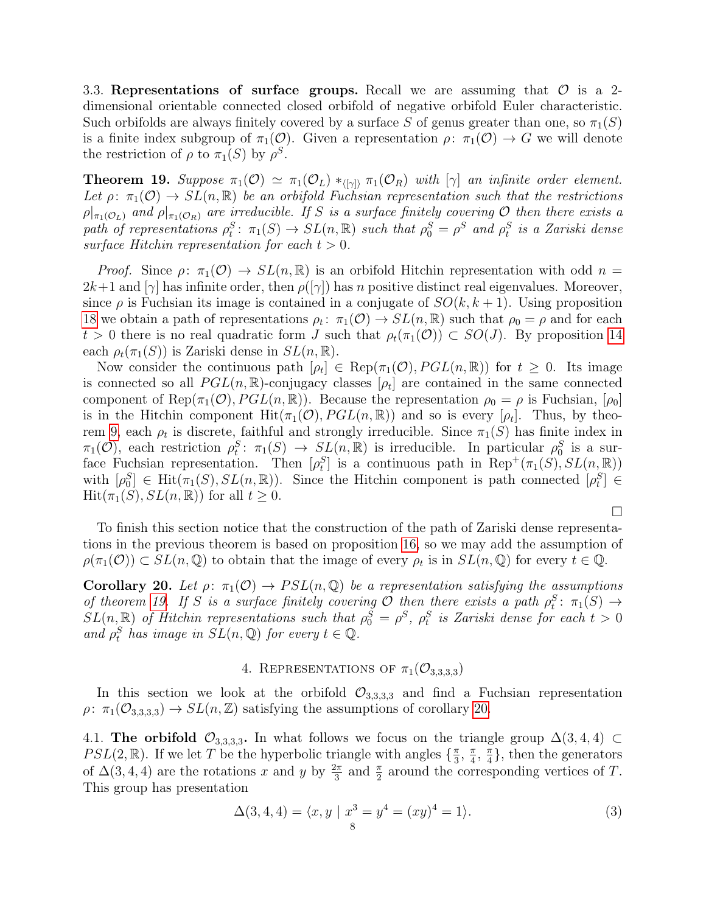3.3. **Representations of surface groups.** Recall we are assuming that $\mathcal{O}$ is a 2-dimensional orientable connected closed orbifold of negative orbifold Euler characteristic. Such orbifolds are always finitely covered by a surface $S$ of genus greater than one, so $\pi_1(S)$ is a finite index subgroup of $\pi_1(\mathcal{O})$. Given a representation $\rho\colon \pi_1(\mathcal{O}) \to G$ we will denote the restriction of $\rho$ to $\pi_1(S)$ by $\rho^S$.

**Theorem 19.** *Suppose $\pi_1(\mathcal{O}) \simeq \pi_1(\mathcal{O}_L) *_{\langle[\gamma]\rangle} \pi_1(\mathcal{O}_R)$ with $[\gamma]$ an infinite order element. Let $\rho\colon \pi_1(\mathcal{O}) \to SL(n,\mathbb{R})$ be an orbifold Fuchsian representation such that the restrictions $\rho|_{\pi_1(\mathcal{O}_L)}$ and $\rho|_{\pi_1(\mathcal{O}_R)}$ are irreducible. If $S$ is a surface finitely covering $\mathcal{O}$ then there exists a path of representations $\rho_t^S\colon \pi_1(S) \to SL(n,\mathbb{R})$ such that $\rho_0^S = \rho^S$ and $\rho_t^S$ is a Zariski dense surface Hitchin representation for each $t > 0$.*

*Proof.* Since $\rho\colon \pi_1(\mathcal{O}) \to SL(n,\mathbb{R})$ is an orbifold Hitchin representation with odd $n = 2k+1$ and $[\gamma]$ has infinite order, then $\rho([\gamma])$ has $n$ positive distinct real eigenvalues. Moreover, since $\rho$ is Fuchsian its image is contained in a conjugate of $SO(k,k+1)$. Using proposition 18 we obtain a path of representations $\rho_t\colon \pi_1(\mathcal{O}) \to SL(n,\mathbb{R})$ such that $\rho_0 = \rho$ and for each $t > 0$ there is no real quadratic form $J$ such that $\rho_t(\pi_1(\mathcal{O})) \subset SO(J)$. By proposition 14 each $\rho_t(\pi_1(S))$ is Zariski dense in $SL(n,\mathbb{R})$.

Now consider the continuous path $[\rho_t] \in \mathrm{Rep}(\pi_1(\mathcal{O}), PGL(n,\mathbb{R}))$ for $t \geq 0$. Its image is connected so all $PGL(n,\mathbb{R})$-conjugacy classes $[\rho_t]$ are contained in the same connected component of $\mathrm{Rep}(\pi_1(\mathcal{O}), PGL(n,\mathbb{R}))$. Because the representation $\rho_0 = \rho$ is Fuchsian, $[\rho_0]$ is in the Hitchin component $\mathrm{Hit}(\pi_1(\mathcal{O}), PGL(n,\mathbb{R}))$ and so is every $[\rho_t]$. Thus, by theorem 9, each $\rho_t$ is discrete, faithful and strongly irreducible. Since $\pi_1(S)$ has finite index in $\pi_1(\mathcal{O})$, each restriction $\rho_t^S\colon \pi_1(S) \to SL(n,\mathbb{R})$ is irreducible. In particular $\rho_0^S$ is a surface Fuchsian representation. Then $[\rho_t^S]$ is a continuous path in $\mathrm{Rep}^+(\pi_1(S), SL(n,\mathbb{R}))$ with $[\rho_0^S] \in \mathrm{Hit}(\pi_1(S), SL(n,\mathbb{R}))$. Since the Hitchin component is path connected $[\rho_t^S] \in \mathrm{Hit}(\pi_1(S), SL(n,\mathbb{R}))$ for all $t \geq 0$.

□

To finish this section notice that the construction of the path of Zariski dense representations in the previous theorem is based on proposition 16, so we may add the assumption of $\rho(\pi_1(\mathcal{O})) \subset SL(n,\mathbb{Q})$ to obtain that the image of every $\rho_t$ is in $SL(n,\mathbb{Q})$ for every $t \in \mathbb{Q}$.

**Corollary 20.** *Let $\rho\colon \pi_1(\mathcal{O}) \to PSL(n,\mathbb{Q})$ be a representation satisfying the assumptions of theorem 19. If $S$ is a surface finitely covering $\mathcal{O}$ then there exists a path $\rho_t^S\colon \pi_1(S) \to SL(n,\mathbb{R})$ of Hitchin representations such that $\rho_0^S = \rho^S$, $\rho_t^S$ is Zariski dense for each $t > 0$ and $\rho_t^S$ has image in $SL(n,\mathbb{Q})$ for every $t \in \mathbb{Q}$.*

## 4. Representations of $\pi_1(\mathcal{O}_{3,3,3,3})$

In this section we look at the orbifold $\mathcal{O}_{3,3,3,3}$ and find a Fuchsian representation $\rho\colon \pi_1(\mathcal{O}_{3,3,3,3}) \to SL(n,\mathbb{Z})$ satisfying the assumptions of corollary 20.

4.1. **The orbifold $\mathcal{O}_{3,3,3,3}$.** In what follows we focus on the triangle group $\Delta(3,4,4) \subset PSL(2,\mathbb{R})$. If we let $T$ be the hyperbolic triangle with angles $\{\frac{\pi}{3}, \frac{\pi}{4}, \frac{\pi}{4}\}$, then the generators of $\Delta(3,4,4)$ are the rotations $x$ and $y$ by $\frac{2\pi}{3}$ and $\frac{\pi}{2}$ around the corresponding vertices of $T$. This group has presentation

$$\Delta(3,4,4) = \langle x, y \mid x^3 = y^4 = (xy)^4 = 1\rangle. \tag{3}$$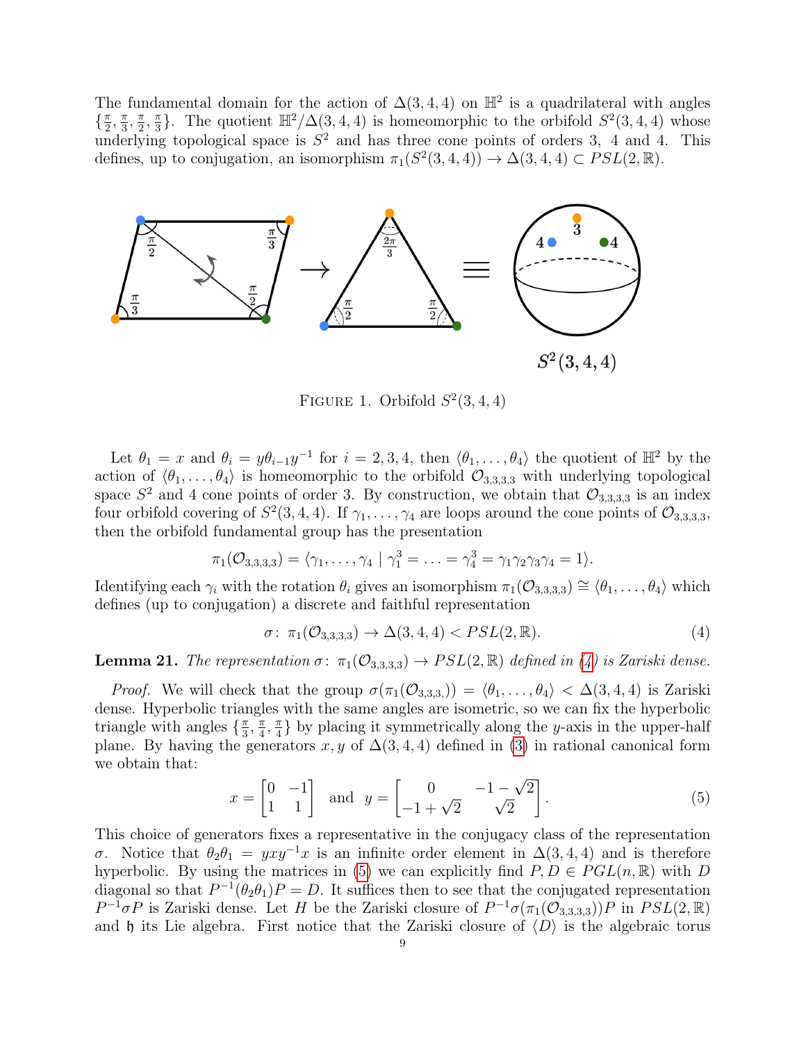The fundamental domain for the action of $\Delta(3,4,4)$ on $\mathbb{H}^2$ is a quadrilateral with angles $\{\frac{\pi}{2}, \frac{\pi}{3}, \frac{\pi}{2}, \frac{\pi}{3}\}$. The quotient $\mathbb{H}^2/\Delta(3,4,4)$ is homeomorphic to the orbifold $S^2(3,4,4)$ whose underlying topological space is $S^2$ and has three cone points of orders 3, 4 and 4. This defines, up to conjugation, an isomorphism $\pi_1(S^2(3,4,4)) \to \Delta(3,4,4) \subset PSL(2,\mathbb{R})$.

FIGURE 1. Orbifold $S^2(3,4,4)$

Let $\theta_1 = x$ and $\theta_i = y\theta_{i-1}y^{-1}$ for $i = 2,3,4$, then $\langle\theta_1,\dots,\theta_4\rangle$ the quotient of $\mathbb{H}^2$ by the action of $\langle\theta_1,\dots,\theta_4\rangle$ is homeomorphic to the orbifold $\mathcal{O}_{3,3,3,3}$ with underlying topological space $S^2$ and 4 cone points of order 3. By construction, we obtain that $\mathcal{O}_{3,3,3,3}$ is an index four orbifold covering of $S^2(3,4,4)$. If $\gamma_1,\dots,\gamma_4$ are loops around the cone points of $\mathcal{O}_{3,3,3,3}$, then the orbifold fundamental group has the presentation

$$\pi_1(\mathcal{O}_{3,3,3,3}) = \langle \gamma_1,\dots,\gamma_4 \mid \gamma_1^3 = \ldots = \gamma_4^3 = \gamma_1\gamma_2\gamma_3\gamma_4 = 1\rangle.$$

Identifying each $\gamma_i$ with the rotation $\theta_i$ gives an isomorphism $\pi_1(\mathcal{O}_{3,3,3,3}) \cong \langle\theta_1,\dots,\theta_4\rangle$ which defines (up to conjugation) a discrete and faithful representation

$$\sigma\colon\ \pi_1(\mathcal{O}_{3,3,3,3}) \to \Delta(3,4,4) < PSL(2,\mathbb{R}). \tag{4}$$

**Lemma 21.** *The representation $\sigma\colon\ \pi_1(\mathcal{O}_{3,3,3,3}) \to PSL(2,\mathbb{R})$ defined in (4) is Zariski dense.*

*Proof.* We will check that the group $\sigma(\pi_1(\mathcal{O}_{3,3,3,}))= \langle\theta_1,\dots,\theta_4\rangle < \Delta(3,4,4)$ is Zariski dense. Hyperbolic triangles with the same angles are isometric, so we can fix the hyperbolic triangle with angles $\{\frac{\pi}{3}, \frac{\pi}{4}, \frac{\pi}{4}\}$ by placing it symmetrically along the $y$-axis in the upper-half plane. By having the generators $x, y$ of $\Delta(3,4,4)$ defined in (3) in rational canonical form we obtain that:

$$x = \begin{bmatrix} 0 & -1 \\ 1 & 1 \end{bmatrix} \quad\text{and}\quad y = \begin{bmatrix} 0 & -1-\sqrt{2} \\ -1+\sqrt{2} & \sqrt{2} \end{bmatrix}. \tag{5}$$

This choice of generators fixes a representative in the conjugacy class of the representation $\sigma$. Notice that $\theta_2\theta_1 = yxy^{-1}x$ is an infinite order element in $\Delta(3,4,4)$ and is therefore hyperbolic. By using the matrices in (5) we can explicitly find $P, D \in PGL(n,\mathbb{R})$ with $D$ diagonal so that $P^{-1}(\theta_2\theta_1)P = D$. It suffices then to see that the conjugated representation $P^{-1}\sigma P$ is Zariski dense. Let $H$ be the Zariski closure of $P^{-1}\sigma(\pi_1(\mathcal{O}_{3,3,3,3}))P$ in $PSL(2,\mathbb{R})$ and $\mathfrak{h}$ its Lie algebra. First notice that the Zariski closure of $\langle D\rangle$ is the algebraic torus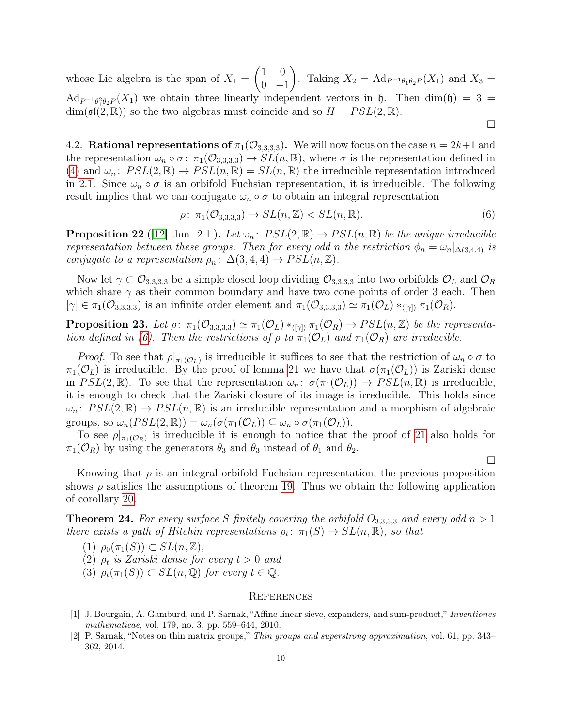whose Lie algebra is the span of $X_1 = \begin{pmatrix} 1 & 0 \\ 0 & -1 \end{pmatrix}$. Taking $X_2 = \mathrm{Ad}_{P^{-1}\theta_1\theta_2 P}(X_1)$ and $X_3 = \mathrm{Ad}_{P^{-1}\theta_1^2\theta_2 P}(X_1)$ we obtain three linearly independent vectors in $\mathfrak{h}$. Then $\dim(\mathfrak{h}) = 3 = \dim(\mathfrak{sl}(2,\mathbb{R}))$ so the two algebras must coincide and so $H = PSL(2,\mathbb{R})$.

□

4.2. **Rational representations of $\pi_1(\mathcal{O}_{3,3,3,3})$.** We will now focus on the case $n = 2k+1$ and the representation $\omega_n \circ \sigma\colon \pi_1(\mathcal{O}_{3,3,3,3}) \to SL(n,\mathbb{R})$, where $\sigma$ is the representation defined in (4) and $\omega_n\colon PSL(2,\mathbb{R}) \to PSL(n,\mathbb{R}) = SL(n,\mathbb{R})$ the irreducible representation introduced in 2.1. Since $\omega_n \circ \sigma$ is an orbifold Fuchsian representation, it is irreducible. The following result implies that we can conjugate $\omega_n \circ \sigma$ to obtain an integral representation

$$\rho\colon \pi_1(\mathcal{O}_{3,3,3,3}) \to SL(n,\mathbb{Z}) < SL(n,\mathbb{R}). \tag{6}$$

**Proposition 22** ([12] thm. 2.1 )**.** *Let $\omega_n\colon PSL(2,\mathbb{R}) \to PSL(n,\mathbb{R})$ be the unique irreducible representation between these groups. Then for every odd $n$ the restriction $\phi_n = \omega_n|_{\Delta(3,4,4)}$ is conjugate to a representation $\rho_n\colon \Delta(3,4,4) \to PSL(n,\mathbb{Z})$.*

Now let $\gamma \subset \mathcal{O}_{3,3,3,3}$ be a simple closed loop dividing $\mathcal{O}_{3,3,3,3}$ into two orbifolds $\mathcal{O}_L$ and $\mathcal{O}_R$ which share $\gamma$ as their common boundary and have two cone points of order 3 each. Then $[\gamma] \in \pi_1(\mathcal{O}_{3,3,3,3})$ is an infinite order element and $\pi_1(\mathcal{O}_{3,3,3,3}) \simeq \pi_1(\mathcal{O}_L) *_{\langle[\gamma]\rangle} \pi_1(\mathcal{O}_R)$.

**Proposition 23.** *Let $\rho\colon \pi_1(\mathcal{O}_{3,3,3,3}) \simeq \pi_1(\mathcal{O}_L) *_{\langle[\gamma]\rangle} \pi_1(\mathcal{O}_R) \to PSL(n,\mathbb{Z})$ be the representation defined in (6). Then the restrictions of $\rho$ to $\pi_1(\mathcal{O}_L)$ and $\pi_1(\mathcal{O}_R)$ are irreducible.*

*Proof.* To see that $\rho|_{\pi_1(\mathcal{O}_L)}$ is irreducible it suffices to see that the restriction of $\omega_n \circ \sigma$ to $\pi_1(\mathcal{O}_L)$ is irreducible. By the proof of lemma 21 we have that $\sigma(\pi_1(\mathcal{O}_L))$ is Zariski dense in $PSL(2,\mathbb{R})$. To see that the representation $\omega_n\colon \sigma(\pi_1(\mathcal{O}_L)) \to PSL(n,\mathbb{R})$ is irreducible, it is enough to check that the Zariski closure of its image is irreducible. This holds since $\omega_n\colon PSL(2,\mathbb{R}) \to PSL(n,\mathbb{R})$ is an irreducible representation and a morphism of algebraic groups, so $\omega_n(PSL(2,\mathbb{R})) = \omega_n(\overline{\sigma(\pi_1(\mathcal{O}_L))}) \subseteq \overline{\omega_n \circ \sigma(\pi_1(\mathcal{O}_L))}$.

To see $\rho|_{\pi_1(\mathcal{O}_R)}$ is irreducible it is enough to notice that the proof of 21 also holds for $\pi_1(\mathcal{O}_R)$ by using the generators $\theta_3$ and $\theta_3$ instead of $\theta_1$ and $\theta_2$.

□

Knowing that $\rho$ is an integral orbifold Fuchsian representation, the previous proposition shows $\rho$ satisfies the assumptions of theorem 19. Thus we obtain the following application of corollary 20.

**Theorem 24.** *For every surface $S$ finitely covering the orbifold $O_{3,3,3,3}$ and every odd $n > 1$ there exists a path of Hitchin representations $\rho_t\colon \pi_1(S) \to SL(n,\mathbb{R})$, so that*

1. *$\rho_0(\pi_1(S)) \subset SL(n,\mathbb{Z})$,*
2. *$\rho_t$ is Zariski dense for every $t > 0$ and*
3. *$\rho_t(\pi_1(S)) \subset SL(n,\mathbb{Q})$ for every $t \in \mathbb{Q}$.*

## References

[1] J. Bourgain, A. Gamburd, and P. Sarnak, "Affine linear sieve, expanders, and sum-product," *Inventiones mathematicae*, vol. 179, no. 3, pp. 559–644, 2010.

[2] P. Sarnak, "Notes on thin matrix groups," *Thin groups and superstrong approximation*, vol. 61, pp. 343–362, 2014.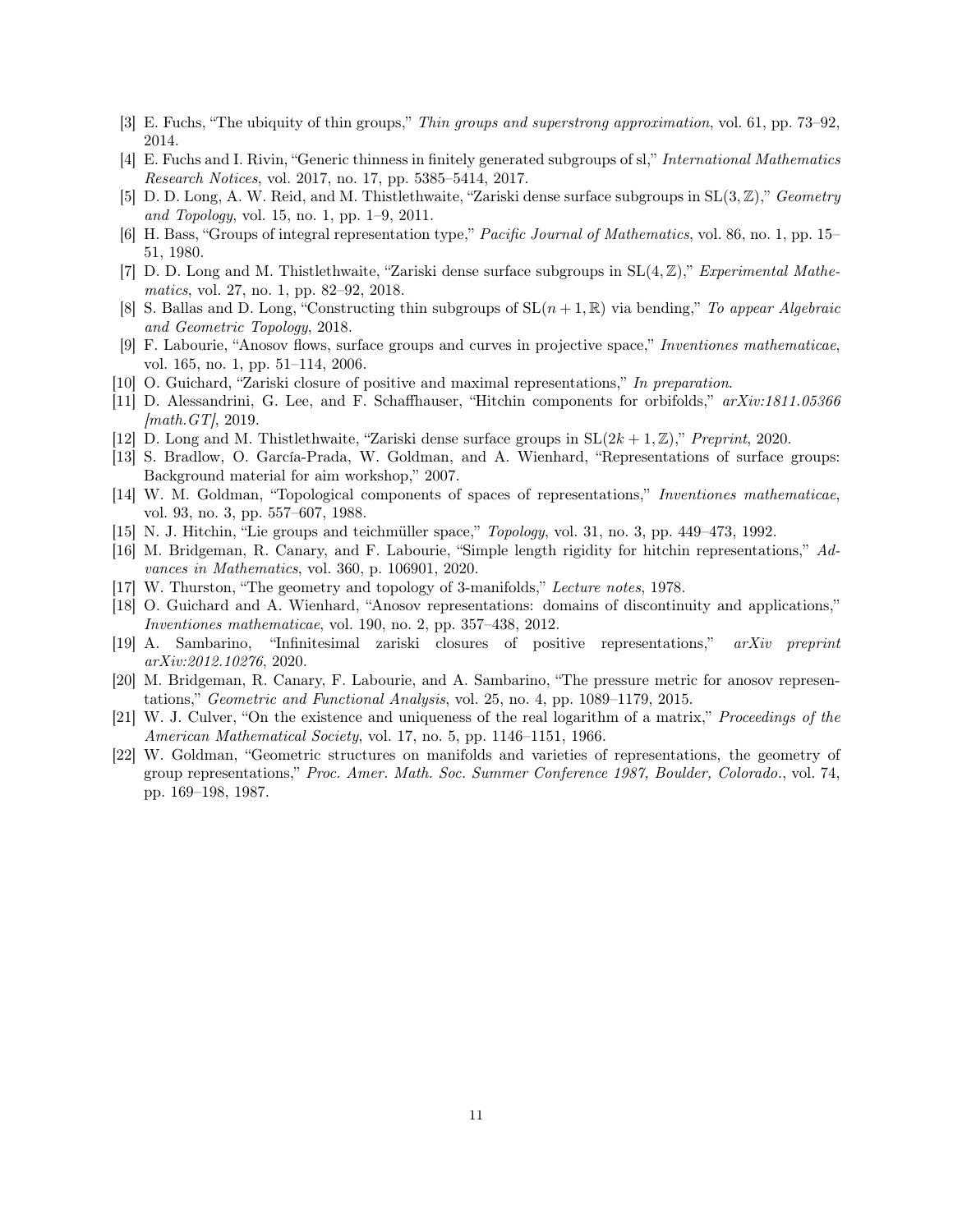[3] E. Fuchs, "The ubiquity of thin groups," *Thin groups and superstrong approximation*, vol. 61, pp. 73–92, 2014.

[4] E. Fuchs and I. Rivin, "Generic thinness in finitely generated subgroups of sl," *International Mathematics Research Notices*, vol. 2017, no. 17, pp. 5385–5414, 2017.

[5] D. D. Long, A. W. Reid, and M. Thistlethwaite, "Zariski dense surface subgroups in $\mathrm{SL}(3,\mathbb{Z})$," *Geometry and Topology*, vol. 15, no. 1, pp. 1–9, 2011.

[6] H. Bass, "Groups of integral representation type," *Pacific Journal of Mathematics*, vol. 86, no. 1, pp. 15–51, 1980.

[7] D. D. Long and M. Thistlethwaite, "Zariski dense surface subgroups in $\mathrm{SL}(4,\mathbb{Z})$," *Experimental Mathematics*, vol. 27, no. 1, pp. 82–92, 2018.

[8] S. Ballas and D. Long, "Constructing thin subgroups of $\mathrm{SL}(n+1,\mathbb{R})$ via bending," *To appear Algebraic and Geometric Topology*, 2018.

[9] F. Labourie, "Anosov flows, surface groups and curves in projective space," *Inventiones mathematicae*, vol. 165, no. 1, pp. 51–114, 2006.

[10] O. Guichard, "Zariski closure of positive and maximal representations," *In preparation*.

[11] D. Alessandrini, G. Lee, and F. Schaffhauser, "Hitchin components for orbifolds," *arXiv:1811.05366 [math.GT]*, 2019.

[12] D. Long and M. Thistlethwaite, "Zariski dense surface groups in $\mathrm{SL}(2k+1,\mathbb{Z})$," *Preprint*, 2020.

[13] S. Bradlow, O. García-Prada, W. Goldman, and A. Wienhard, "Representations of surface groups: Background material for aim workshop," 2007.

[14] W. M. Goldman, "Topological components of spaces of representations," *Inventiones mathematicae*, vol. 93, no. 3, pp. 557–607, 1988.

[15] N. J. Hitchin, "Lie groups and teichmüller space," *Topology*, vol. 31, no. 3, pp. 449–473, 1992.

[16] M. Bridgeman, R. Canary, and F. Labourie, "Simple length rigidity for hitchin representations," *Advances in Mathematics*, vol. 360, p. 106901, 2020.

[17] W. Thurston, "The geometry and topology of 3-manifolds," *Lecture notes*, 1978.

[18] O. Guichard and A. Wienhard, "Anosov representations: domains of discontinuity and applications," *Inventiones mathematicae*, vol. 190, no. 2, pp. 357–438, 2012.

[19] A. Sambarino, "Infinitesimal zariski closures of positive representations," *arXiv preprint arXiv:2012.10276*, 2020.

[20] M. Bridgeman, R. Canary, F. Labourie, and A. Sambarino, "The pressure metric for anosov representations," *Geometric and Functional Analysis*, vol. 25, no. 4, pp. 1089–1179, 2015.

[21] W. J. Culver, "On the existence and uniqueness of the real logarithm of a matrix," *Proceedings of the American Mathematical Society*, vol. 17, no. 5, pp. 1146–1151, 1966.

[22] W. Goldman, "Geometric structures on manifolds and varieties of representations, the geometry of group representations," *Proc. Amer. Math. Soc. Summer Conference 1987, Boulder, Colorado.*, vol. 74, pp. 169–198, 1987.